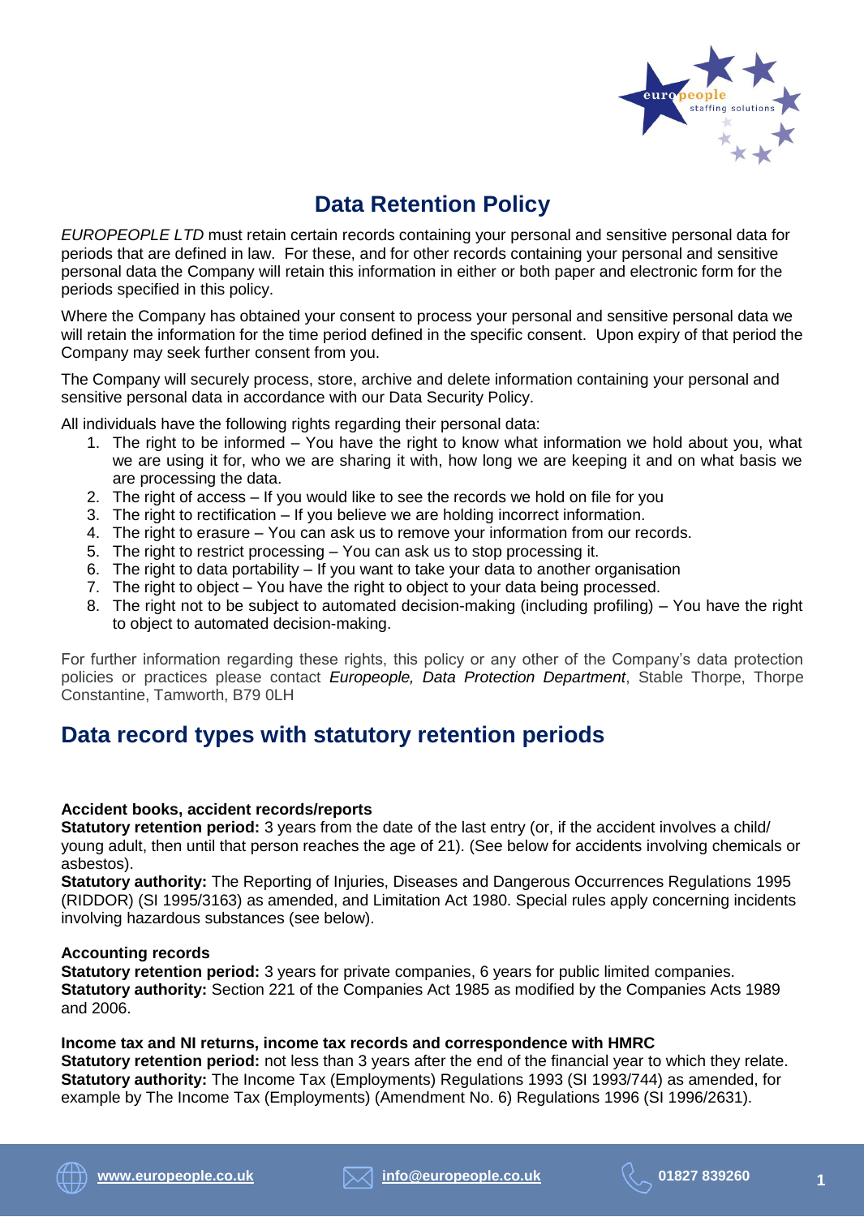# Data Retention Policy

*EUROPEOPLE LTD* must retain certain records containing your personal and sensitive personal data for periods that are defined in law. For these, and for other records containing your personal and sensitive personal data the Company will retain this information in either or both paper and electronic form for the periods specified in this policy.

Where the Company has obtained your consent to process your personal and sensitive personal data we will retain the information for the time period defined in the specific consent. Upon expiry of that period the Company may seek further consent from you.

The Company will securely process, store, archive and delete information containing your personal and sensitive personal data in accordance with our Data Security Policy.

All individuals have the following rights regarding their personal data:

1. The right to be informed – You have the right to know what information we hold about you, what we are using it for, who we are sharing it with, how long we are keeping it and on what basis we are processing the data.
2. The right of access – If you would like to see the records we hold on file for you
3. The right to rectification – If you believe we are holding incorrect information.
4. The right to erasure – You can ask us to remove your information from our records.
5. The right to restrict processing – You can ask us to stop processing it.
6. The right to data portability – If you want to take your data to another organisation
7. The right to object – You have the right to object to your data being processed.
8. The right not to be subject to automated decision-making (including profiling) – You have the right to object to automated decision-making.

For further information regarding these rights, this policy or any other of the Company's data protection policies or practices please contact *Europeople, Data Protection Department*, Stable Thorpe, Thorpe Constantine, Tamworth, B79 0LH

## Data record types with statutory retention periods

**Accident books, accident records/reports**
**Statutory retention period:** 3 years from the date of the last entry (or, if the accident involves a child/ young adult, then until that person reaches the age of 21). (See below for accidents involving chemicals or asbestos).
**Statutory authority:** The Reporting of Injuries, Diseases and Dangerous Occurrences Regulations 1995 (RIDDOR) (SI 1995/3163) as amended, and Limitation Act 1980. Special rules apply concerning incidents involving hazardous substances (see below).

**Accounting records**
**Statutory retention period:** 3 years for private companies, 6 years for public limited companies.
**Statutory authority:** Section 221 of the Companies Act 1985 as modified by the Companies Acts 1989 and 2006.

**Income tax and NI returns, income tax records and correspondence with HMRC**
**Statutory retention period:** not less than 3 years after the end of the financial year to which they relate.
**Statutory authority:** The Income Tax (Employments) Regulations 1993 (SI 1993/744) as amended, for example by The Income Tax (Employments) (Amendment No. 6) Regulations 1996 (SI 1996/2631).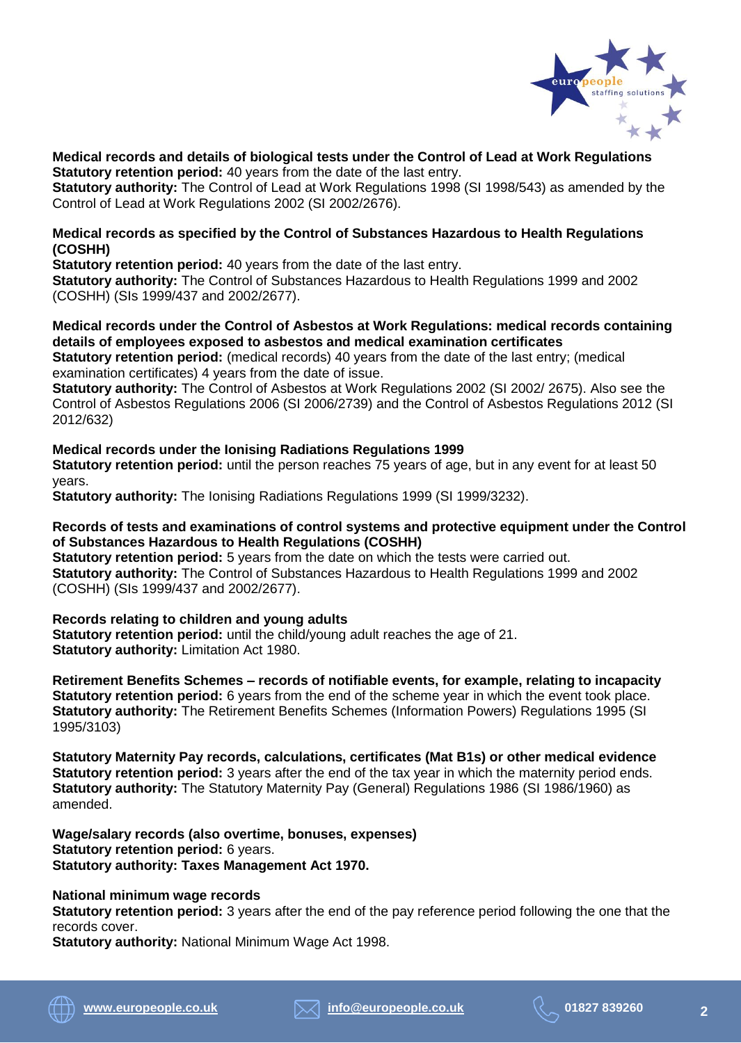**Medical records and details of biological tests under the Control of Lead at Work Regulations**
**Statutory retention period:** 40 years from the date of the last entry.
**Statutory authority:** The Control of Lead at Work Regulations 1998 (SI 1998/543) as amended by the Control of Lead at Work Regulations 2002 (SI 2002/2676).

**Medical records as specified by the Control of Substances Hazardous to Health Regulations (COSHH)**
**Statutory retention period:** 40 years from the date of the last entry.
**Statutory authority:** The Control of Substances Hazardous to Health Regulations 1999 and 2002 (COSHH) (SIs 1999/437 and 2002/2677).

**Medical records under the Control of Asbestos at Work Regulations: medical records containing details of employees exposed to asbestos and medical examination certificates**
**Statutory retention period:** (medical records) 40 years from the date of the last entry; (medical examination certificates) 4 years from the date of issue.
**Statutory authority:** The Control of Asbestos at Work Regulations 2002 (SI 2002/ 2675). Also see the Control of Asbestos Regulations 2006 (SI 2006/2739) and the Control of Asbestos Regulations 2012 (SI 2012/632)

**Medical records under the Ionising Radiations Regulations 1999**
**Statutory retention period:** until the person reaches 75 years of age, but in any event for at least 50 years.
**Statutory authority:** The Ionising Radiations Regulations 1999 (SI 1999/3232).

**Records of tests and examinations of control systems and protective equipment under the Control of Substances Hazardous to Health Regulations (COSHH)**
**Statutory retention period:** 5 years from the date on which the tests were carried out.
**Statutory authority:** The Control of Substances Hazardous to Health Regulations 1999 and 2002 (COSHH) (SIs 1999/437 and 2002/2677).

**Records relating to children and young adults**
**Statutory retention period:** until the child/young adult reaches the age of 21.
**Statutory authority:** Limitation Act 1980.

**Retirement Benefits Schemes – records of notifiable events, for example, relating to incapacity**
**Statutory retention period:** 6 years from the end of the scheme year in which the event took place.
**Statutory authority:** The Retirement Benefits Schemes (Information Powers) Regulations 1995 (SI 1995/3103)

**Statutory Maternity Pay records, calculations, certificates (Mat B1s) or other medical evidence**
**Statutory retention period:** 3 years after the end of the tax year in which the maternity period ends.
**Statutory authority:** The Statutory Maternity Pay (General) Regulations 1986 (SI 1986/1960) as amended.

**Wage/salary records (also overtime, bonuses, expenses)**
**Statutory retention period:** 6 years.
**Statutory authority: Taxes Management Act 1970.**

**National minimum wage records**
**Statutory retention period:** 3 years after the end of the pay reference period following the one that the records cover.
**Statutory authority:** National Minimum Wage Act 1998.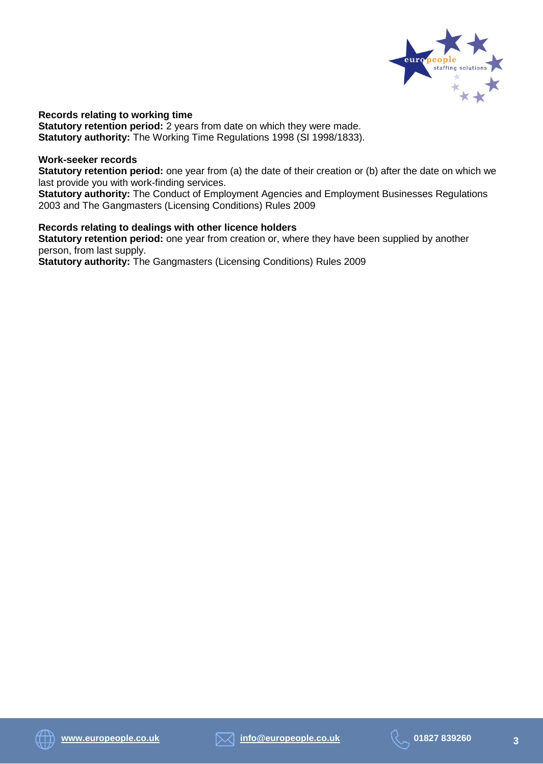**Records relating to working time**
**Statutory retention period:** 2 years from date on which they were made.
**Statutory authority:** The Working Time Regulations 1998 (SI 1998/1833).

**Work-seeker records**
**Statutory retention period:** one year from (a) the date of their creation or (b) after the date on which we last provide you with work-finding services.
**Statutory authority:** The Conduct of Employment Agencies and Employment Businesses Regulations 2003 and The Gangmasters (Licensing Conditions) Rules 2009

**Records relating to dealings with other licence holders**
**Statutory retention period:** one year from creation or, where they have been supplied by another person, from last supply.
**Statutory authority:** The Gangmasters (Licensing Conditions) Rules 2009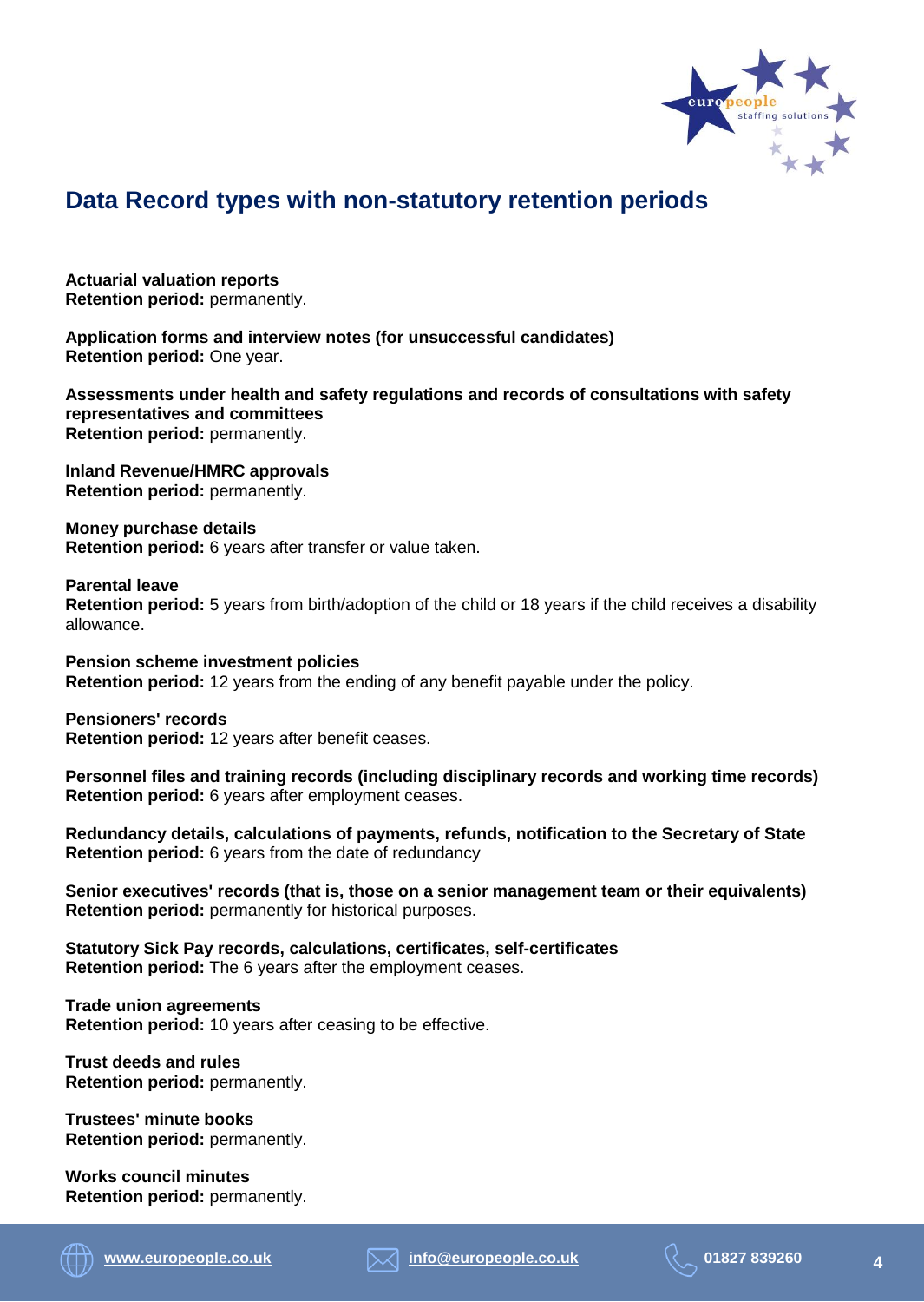## Data Record types with non-statutory retention periods

**Actuarial valuation reports**
**Retention period:** permanently.

**Application forms and interview notes (for unsuccessful candidates)**
**Retention period:** One year.

**Assessments under health and safety regulations and records of consultations with safety representatives and committees**
**Retention period:** permanently.

**Inland Revenue/HMRC approvals**
**Retention period:** permanently.

**Money purchase details**
**Retention period:** 6 years after transfer or value taken.

**Parental leave**
**Retention period:** 5 years from birth/adoption of the child or 18 years if the child receives a disability allowance.

**Pension scheme investment policies**
**Retention period:** 12 years from the ending of any benefit payable under the policy.

**Pensioners' records**
**Retention period:** 12 years after benefit ceases.

**Personnel files and training records (including disciplinary records and working time records)**
**Retention period:** 6 years after employment ceases.

**Redundancy details, calculations of payments, refunds, notification to the Secretary of State**
**Retention period:** 6 years from the date of redundancy

**Senior executives' records (that is, those on a senior management team or their equivalents)**
**Retention period:** permanently for historical purposes.

**Statutory Sick Pay records, calculations, certificates, self-certificates**
**Retention period:** The 6 years after the employment ceases.

**Trade union agreements**
**Retention period:** 10 years after ceasing to be effective.

**Trust deeds and rules**
**Retention period:** permanently.

**Trustees' minute books**
**Retention period:** permanently.

**Works council minutes**
**Retention period:** permanently.